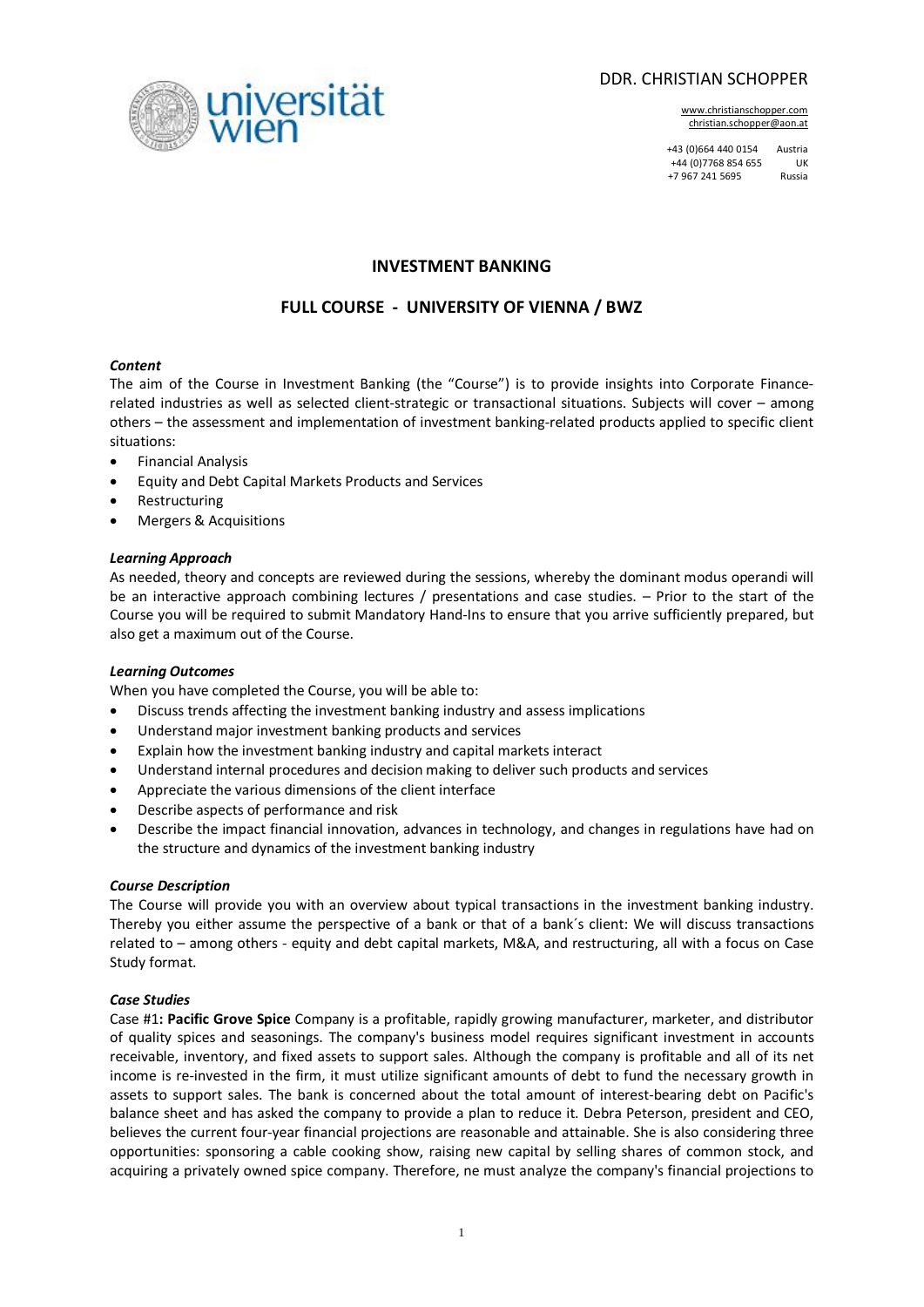DDR. CHRISTIAN SCHOPPER

www.christianschopper.com
christian.schopper@aon.at

+43 (0)664 440 0154 Austria
+44 (0)7768 854 655 UK
+7 967 241 5695 Russia

# INVESTMENT BANKING

## FULL COURSE - UNIVERSITY OF VIENNA / BWZ

### *Content*

The aim of the Course in Investment Banking (the "Course") is to provide insights into Corporate Finance-related industries as well as selected client-strategic or transactional situations. Subjects will cover – among others – the assessment and implementation of investment banking-related products applied to specific client situations:

- Financial Analysis
- Equity and Debt Capital Markets Products and Services
- Restructuring
- Mergers & Acquisitions

### *Learning Approach*

As needed, theory and concepts are reviewed during the sessions, whereby the dominant modus operandi will be an interactive approach combining lectures / presentations and case studies. – Prior to the start of the Course you will be required to submit Mandatory Hand-Ins to ensure that you arrive sufficiently prepared, but also get a maximum out of the Course.

### *Learning Outcomes*

When you have completed the Course, you will be able to:

- Discuss trends affecting the investment banking industry and assess implications
- Understand major investment banking products and services
- Explain how the investment banking industry and capital markets interact
- Understand internal procedures and decision making to deliver such products and services
- Appreciate the various dimensions of the client interface
- Describe aspects of performance and risk
- Describe the impact financial innovation, advances in technology, and changes in regulations have had on the structure and dynamics of the investment banking industry

### *Course Description*

The Course will provide you with an overview about typical transactions in the investment banking industry. Thereby you either assume the perspective of a bank or that of a bank´s client: We will discuss transactions related to – among others - equity and debt capital markets, M&A, and restructuring, all with a focus on Case Study format.

### *Case Studies*

Case #1**: Pacific Grove Spice** Company is a profitable, rapidly growing manufacturer, marketer, and distributor of quality spices and seasonings. The company's business model requires significant investment in accounts receivable, inventory, and fixed assets to support sales. Although the company is profitable and all of its net income is re-invested in the firm, it must utilize significant amounts of debt to fund the necessary growth in assets to support sales. The bank is concerned about the total amount of interest-bearing debt on Pacific's balance sheet and has asked the company to provide a plan to reduce it. Debra Peterson, president and CEO, believes the current four-year financial projections are reasonable and attainable. She is also considering three opportunities: sponsoring a cable cooking show, raising new capital by selling shares of common stock, and acquiring a privately owned spice company. Therefore, ne must analyze the company's financial projections to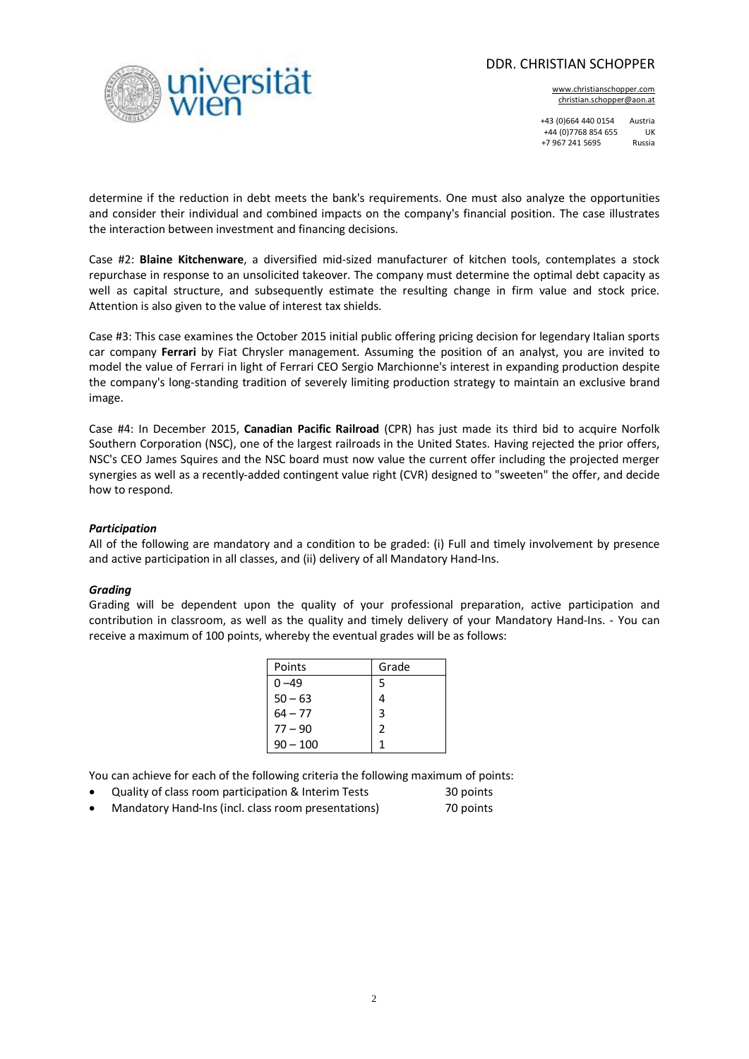determine if the reduction in debt meets the bank's requirements. One must also analyze the opportunities and consider their individual and combined impacts on the company's financial position. The case illustrates the interaction between investment and financing decisions.

Case #2: **Blaine Kitchenware**, a diversified mid-sized manufacturer of kitchen tools, contemplates a stock repurchase in response to an unsolicited takeover. The company must determine the optimal debt capacity as well as capital structure, and subsequently estimate the resulting change in firm value and stock price. Attention is also given to the value of interest tax shields.

Case #3: This case examines the October 2015 initial public offering pricing decision for legendary Italian sports car company **Ferrari** by Fiat Chrysler management. Assuming the position of an analyst, you are invited to model the value of Ferrari in light of Ferrari CEO Sergio Marchionne's interest in expanding production despite the company's long-standing tradition of severely limiting production strategy to maintain an exclusive brand image.

Case #4: In December 2015, **Canadian Pacific Railroad** (CPR) has just made its third bid to acquire Norfolk Southern Corporation (NSC), one of the largest railroads in the United States. Having rejected the prior offers, NSC's CEO James Squires and the NSC board must now value the current offer including the projected merger synergies as well as a recently-added contingent value right (CVR) designed to "sweeten" the offer, and decide how to respond.

***Participation***

All of the following are mandatory and a condition to be graded: (i) Full and timely involvement by presence and active participation in all classes, and (ii) delivery of all Mandatory Hand-Ins.

***Grading***

Grading will be dependent upon the quality of your professional preparation, active participation and contribution in classroom, as well as the quality and timely delivery of your Mandatory Hand-Ins. - You can receive a maximum of 100 points, whereby the eventual grades will be as follows:

| Points | Grade |
|---|---|
| 0 –49 | 5 |
| 50 – 63 | 4 |
| 64 – 77 | 3 |
| 77 – 90 | 2 |
| 90 – 100 | 1 |

You can achieve for each of the following criteria the following maximum of points:

- Quality of class room participation & Interim Tests 30 points
- Mandatory Hand-Ins (incl. class room presentations) 70 points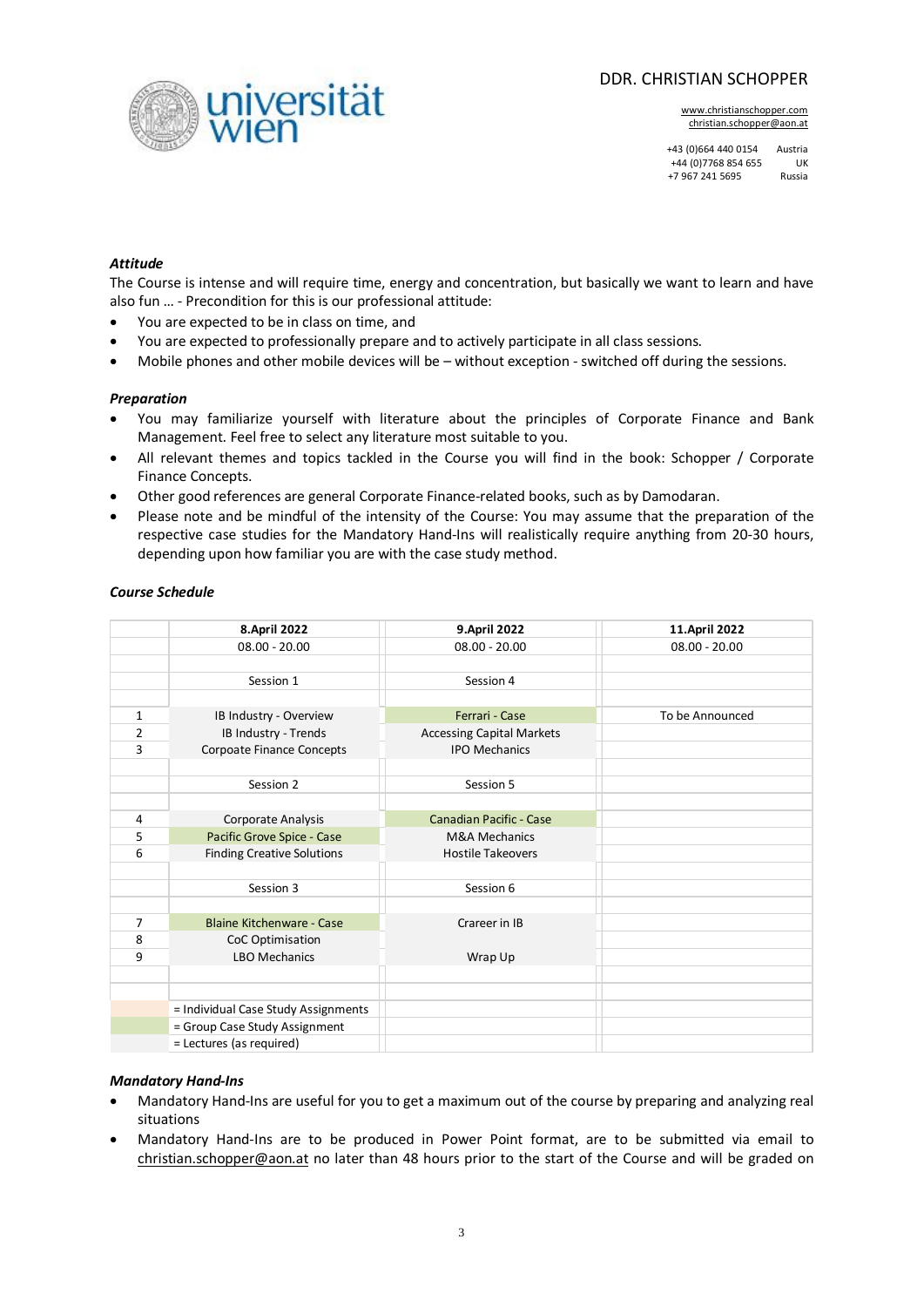DDR. CHRISTIAN SCHOPPER

www.christianschopper.com
christian.schopper@aon.at

+43 (0)664 440 0154 Austria
+44 (0)7768 854 655 UK
+7 967 241 5695 Russia

### *Attitude*

The Course is intense and will require time, energy and concentration, but basically we want to learn and have also fun … - Precondition for this is our professional attitude:

- You are expected to be in class on time, and
- You are expected to professionally prepare and to actively participate in all class sessions.
- Mobile phones and other mobile devices will be – without exception - switched off during the sessions.

### *Preparation*

- You may familiarize yourself with literature about the principles of Corporate Finance and Bank Management. Feel free to select any literature most suitable to you.
- All relevant themes and topics tackled in the Course you will find in the book: Schopper / Corporate Finance Concepts.
- Other good references are general Corporate Finance-related books, such as by Damodaran.
- Please note and be mindful of the intensity of the Course: You may assume that the preparation of the respective case studies for the Mandatory Hand-Ins will realistically require anything from 20-30 hours, depending upon how familiar you are with the case study method.

### *Course Schedule*

| | **8.April 2022** | **9.April 2022** | **11.April 2022** |
|---|---|---|---|
| | 08.00 - 20.00 | 08.00 - 20.00 | 08.00 - 20.00 |
| | | | |
| | Session 1 | Session 4 | |
| | | | |
| 1 | IB Industry - Overview | Ferrari - Case | To be Announced |
| 2 | IB Industry - Trends | Accessing Capital Markets | |
| 3 | Corpoate Finance Concepts | IPO Mechanics | |
| | | | |
| | Session 2 | Session 5 | |
| | | | |
| 4 | Corporate Analysis | Canadian Pacific - Case | |
| 5 | Pacific Grove Spice - Case | M&A Mechanics | |
| 6 | Finding Creative Solutions | Hostile Takeovers | |
| | | | |
| | Session 3 | Session 6 | |
| | | | |
| 7 | Blaine Kitchenware - Case | Crareer in IB | |
| 8 | CoC Optimisation | | |
| 9 | LBO Mechanics | Wrap Up | |
| | | | |
| | | | |
| | = Individual Case Study Assignments | | |
| | = Group Case Study Assignment | | |
| | = Lectures (as required) | | |

### *Mandatory Hand-Ins*

- Mandatory Hand-Ins are useful for you to get a maximum out of the course by preparing and analyzing real situations
- Mandatory Hand-Ins are to be produced in Power Point format, are to be submitted via email to christian.schopper@aon.at no later than 48 hours prior to the start of the Course and will be graded on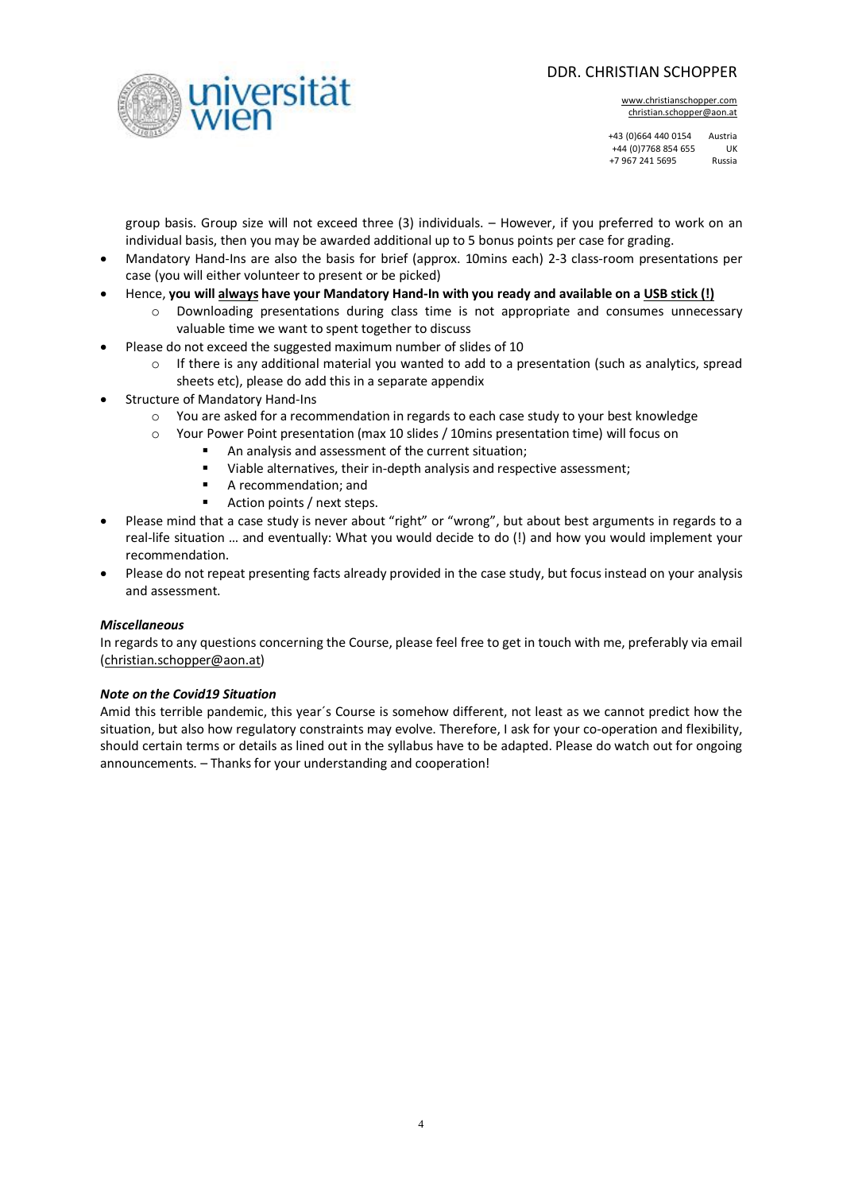group basis. Group size will not exceed three (3) individuals. – However, if you preferred to work on an individual basis, then you may be awarded additional up to 5 bonus points per case for grading.

- Mandatory Hand-Ins are also the basis for brief (approx. 10mins each) 2-3 class-room presentations per case (you will either volunteer to present or be picked)
- Hence, **you will <u>always</u> have your Mandatory Hand-In with you ready and available on a <u>USB stick (!)</u>**
  - Downloading presentations during class time is not appropriate and consumes unnecessary valuable time we want to spent together to discuss
- Please do not exceed the suggested maximum number of slides of 10
  - If there is any additional material you wanted to add to a presentation (such as analytics, spread sheets etc), please do add this in a separate appendix
- Structure of Mandatory Hand-Ins
  - You are asked for a recommendation in regards to each case study to your best knowledge
  - Your Power Point presentation (max 10 slides / 10mins presentation time) will focus on
    - An analysis and assessment of the current situation;
    - Viable alternatives, their in-depth analysis and respective assessment;
    - A recommendation; and
    - Action points / next steps.
- Please mind that a case study is never about "right" or "wrong", but about best arguments in regards to a real-life situation … and eventually: What you would decide to do (!) and how you would implement your recommendation.
- Please do not repeat presenting facts already provided in the case study, but focus instead on your analysis and assessment.

***Miscellaneous***

In regards to any questions concerning the Course, please feel free to get in touch with me, preferably via email (christian.schopper@aon.at)

***Note on the Covid19 Situation***

Amid this terrible pandemic, this year´s Course is somehow different, not least as we cannot predict how the situation, but also how regulatory constraints may evolve. Therefore, I ask for your co-operation and flexibility, should certain terms or details as lined out in the syllabus have to be adapted. Please do watch out for ongoing announcements. – Thanks for your understanding and cooperation!